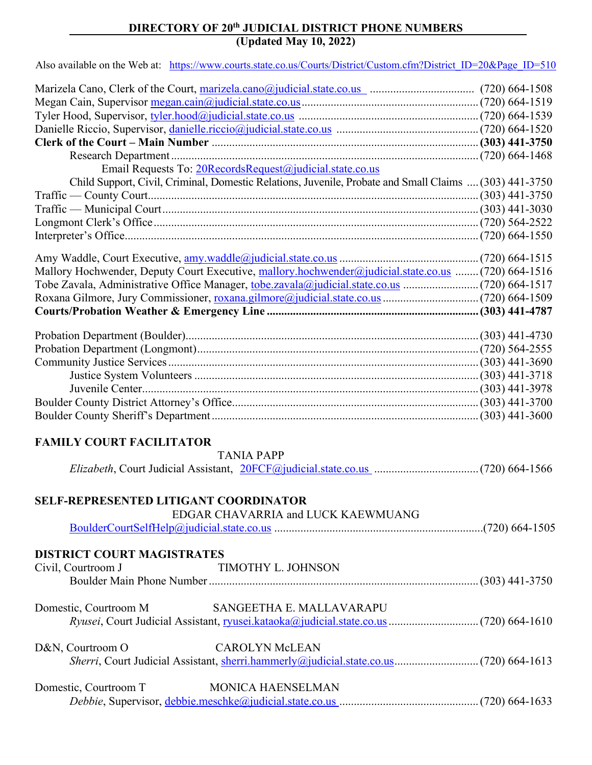# DIRECTORY OF 20th JUDICIAL DISTRICT PHONE NUMBERS
**(Updated May 10, 2022)**

Also available on the Web at: https://www.courts.state.co.us/Courts/District/Custom.cfm?District_ID=20&Page_ID=510

Marizela Cano, Clerk of the Court, marizela.cano@judicial.state.co.us .................................... (720) 664-1508
Megan Cain, Supervisor megan.cain@judicial.state.co.us .................................... (720) 664-1519
Tyler Hood, Supervisor, tyler.hood@judicial.state.co.us .................................... (720) 664-1539
Danielle Riccio, Supervisor, danielle.riccio@judicial.state.co.us .................................... (720) 664-1520
**Clerk of the Court – Main Number .................................... (303) 441-3750**
Research Department .................................... (720) 664-1468
Email Requests To: 20RecordsRequest@judicial.state.co.us
Child Support, Civil, Criminal, Domestic Relations, Juvenile, Probate and Small Claims .... (303) 441-3750
Traffic — County Court .................................... (303) 441-3750
Traffic — Municipal Court .................................... (303) 441-3030
Longmont Clerk's Office .................................... (720) 564-2522
Interpreter's Office .................................... (720) 664-1550

Amy Waddle, Court Executive, amy.waddle@judicial.state.co.us .................................... (720) 664-1515
Mallory Hochwender, Deputy Court Executive, mallory.hochwender@judicial.state.co.us ........ (720) 664-1516
Tobe Zavala, Administrative Office Manager, tobe.zavala@judicial.state.co.us .................................... (720) 664-1517
Roxana Gilmore, Jury Commissioner, roxana.gilmore@judicial.state.co.us .................................... (720) 664-1509
**Courts/Probation Weather & Emergency Line .................................... (303) 441-4787**

Probation Department (Boulder) .................................... (303) 441-4730
Probation Department (Longmont) .................................... (720) 564-2555
Community Justice Services .................................... (303) 441-3690
Justice System Volunteers .................................... (303) 441-3718
Juvenile Center .................................... (303) 441-3978
Boulder County District Attorney's Office .................................... (303) 441-3700
Boulder County Sheriff's Department .................................... (303) 441-3600

## FAMILY COURT FACILITATOR

TANIA PAPP

*Elizabeth*, Court Judicial Assistant, 20FCF@judicial.state.co.us .................................... (720) 664-1566

## SELF-REPRESENTED LITIGANT COORDINATOR

EDGAR CHAVARRIA and LUCK KAEWMUANG

BoulderCourtSelfHelp@judicial.state.co.us .................................... (720) 664-1505

## DISTRICT COURT MAGISTRATES

Civil, Courtroom J — TIMOTHY L. JOHNSON
Boulder Main Phone Number .................................... (303) 441-3750

Domestic, Courtroom M — SANGEETHA E. MALLAVARAPU
*Ryusei*, Court Judicial Assistant, ryusei.kataoka@judicial.state.co.us .................................... (720) 664-1610

D&N, Courtroom O — CAROLYN McLEAN
*Sherri*, Court Judicial Assistant, sherri.hammerly@judicial.state.co.us .................................... (720) 664-1613

Domestic, Courtroom T — MONICA HAENSELMAN
*Debbie*, Supervisor, debbie.meschke@judicial.state.co.us .................................... (720) 664-1633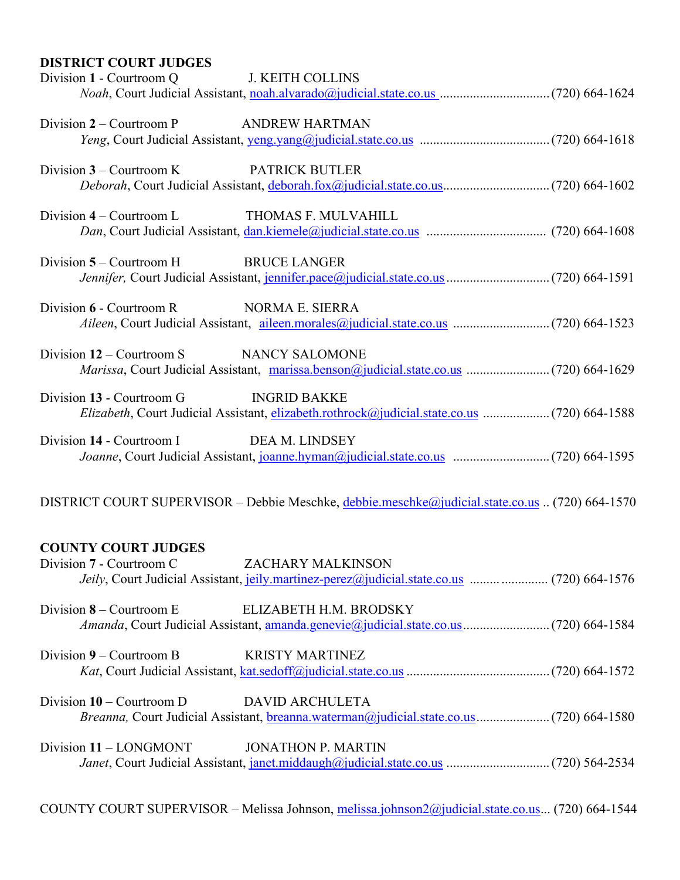## DISTRICT COURT JUDGES

Division **1** - Courtroom Q J. KEITH COLLINS

*Noah*, Court Judicial Assistant, noah.alvarado@judicial.state.co.us ................................ (720) 664-1624

Division **2** – Courtroom P ANDREW HARTMAN

*Yeng*, Court Judicial Assistant, yeng.yang@judicial.state.co.us ...................................... (720) 664-1618

Division **3** – Courtroom K PATRICK BUTLER

*Deborah*, Court Judicial Assistant, deborah.fox@judicial.state.co.us............................... (720) 664-1602

Division **4** – Courtroom L THOMAS F. MULVAHILL

*Dan*, Court Judicial Assistant, dan.kiemele@judicial.state.co.us .................................. (720) 664-1608

Division **5** – Courtroom H BRUCE LANGER

*Jennifer,* Court Judicial Assistant, jennifer.pace@judicial.state.co.us ............................. (720) 664-1591

Division **6** - Courtroom R NORMA E. SIERRA

*Aileen*, Court Judicial Assistant, aileen.morales@judicial.state.co.us ............................ (720) 664-1523

Division **12** – Courtroom S NANCY SALOMONE

*Marissa*, Court Judicial Assistant, marissa.benson@judicial.state.co.us ........................ (720) 664-1629

Division **13** - Courtroom G INGRID BAKKE

*Elizabeth*, Court Judicial Assistant, elizabeth.rothrock@judicial.state.co.us .................... (720) 664-1588

Division **14** - Courtroom I DEA M. LINDSEY

*Joanne*, Court Judicial Assistant, joanne.hyman@judicial.state.co.us ............................ (720) 664-1595

DISTRICT COURT SUPERVISOR – Debbie Meschke, debbie.meschke@judicial.state.co.us .. (720) 664-1570

## COUNTY COURT JUDGES

Division **7** - Courtroom C ZACHARY MALKINSON

*Jeily*, Court Judicial Assistant, jeily.martinez-perez@judicial.state.co.us ........ ............. (720) 664-1576

Division **8** – Courtroom E ELIZABETH H.M. BRODSKY

*Amanda*, Court Judicial Assistant, amanda.genevie@judicial.state.co.us.......................... (720) 664-1584

Division **9** – Courtroom B KRISTY MARTINEZ

*Kat*, Court Judicial Assistant, kat.sedoff@judicial.state.co.us .......................................... (720) 664-1572

Division **10** – Courtroom D DAVID ARCHULETA

*Breanna,* Court Judicial Assistant, breanna.waterman@judicial.state.co.us...................... (720) 664-1580

Division **11** – LONGMONT JONATHON P. MARTIN

*Janet*, Court Judicial Assistant, janet.middaugh@judicial.state.co.us .............................. (720) 564-2534

COUNTY COURT SUPERVISOR – Melissa Johnson, melissa.johnson2@judicial.state.co.us... (720) 664-1544